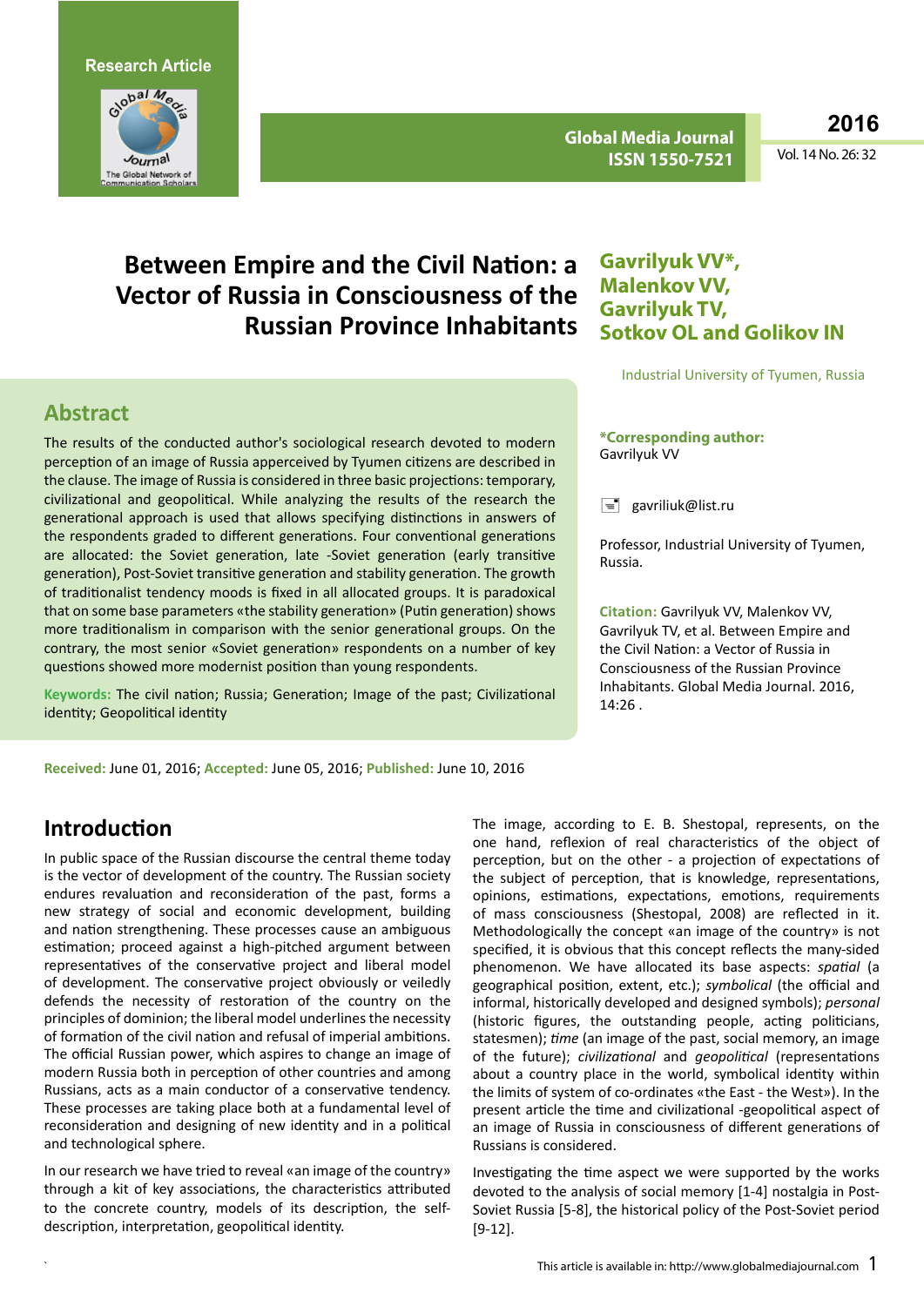Research Article

# Between Empire and the Civil Nation: a Vector of Russia in Consciousness of the Russian Province Inhabitants

**Gavrilyuk VV*, Malenkov VV, Gavrilyuk TV, Sotkov OL and Golikov IN**

Industrial University of Tyumen, Russia

**\*Corresponding author:** Gavrilyuk VV

gavriliuk@list.ru

Professor, Industrial University of Tyumen, Russia.

**Citation:** Gavrilyuk VV, Malenkov VV, Gavrilyuk TV, et al. Between Empire and the Civil Nation: a Vector of Russia in Consciousness of the Russian Province Inhabitants. Global Media Journal. 2016, 14:26 .

## Abstract

The results of the conducted author's sociological research devoted to modern perception of an image of Russia apperceived by Tyumen citizens are described in the clause. The image of Russia is considered in three basic projections: temporary, civilizational and geopolitical. While analyzing the results of the research the generational approach is used that allows specifying distinctions in answers of the respondents graded to different generations. Four conventional generations are allocated: the Soviet generation, late -Soviet generation (early transitive generation), Post-Soviet transitive generation and stability generation. The growth of traditionalist tendency moods is fixed in all allocated groups. It is paradoxical that on some base parameters «the stability generation» (Putin generation) shows more traditionalism in comparison with the senior generational groups. On the contrary, the most senior «Soviet generation» respondents on a number of key questions showed more modernist position than young respondents.

**Keywords:** The civil nation; Russia; Generation; Image of the past; Civilizational identity; Geopolitical identity

**Received:** June 01, 2016; **Accepted:** June 05, 2016; **Published:** June 10, 2016

## Introduction

In public space of the Russian discourse the central theme today is the vector of development of the country. The Russian society endures revaluation and reconsideration of the past, forms a new strategy of social and economic development, building and nation strengthening. These processes cause an ambiguous estimation; proceed against a high-pitched argument between representatives of the conservative project and liberal model of development. The conservative project obviously or veiledly defends the necessity of restoration of the country on the principles of dominion; the liberal model underlines the necessity of formation of the civil nation and refusal of imperial ambitions. The official Russian power, which aspires to change an image of modern Russia both in perception of other countries and among Russians, acts as a main conductor of a conservative tendency. These processes are taking place both at a fundamental level of reconsideration and designing of new identity and in a political and technological sphere.

In our research we have tried to reveal «an image of the country» through a kit of key associations, the characteristics attributed to the concrete country, models of its description, the self-description, interpretation, geopolitical identity.

The image, according to E. B. Shestopal, represents, on the one hand, reflexion of real characteristics of the object of perception, but on the other - a projection of expectations of the subject of perception, that is knowledge, representations, opinions, estimations, expectations, emotions, requirements of mass consciousness (Shestopal, 2008) are reflected in it. Methodologically the concept «an image of the country» is not specified, it is obvious that this concept reflects the many-sided phenomenon. We have allocated its base aspects: *spatial* (a geographical position, extent, etc.); *symbolical* (the official and informal, historically developed and designed symbols); *personal* (historic figures, the outstanding people, acting politicians, statesmen); *time* (an image of the past, social memory, an image of the future); *civilizational* and *geopolitical* (representations about a country place in the world, symbolical identity within the limits of system of co-ordinates «the East - the West»). In the present article the time and civilizational -geopolitical aspect of an image of Russia in consciousness of different generations of Russians is considered.

Investigating the time aspect we were supported by the works devoted to the analysis of social memory [1-4] nostalgia in Post-Soviet Russia [5-8], the historical policy of the Post-Soviet period [9-12].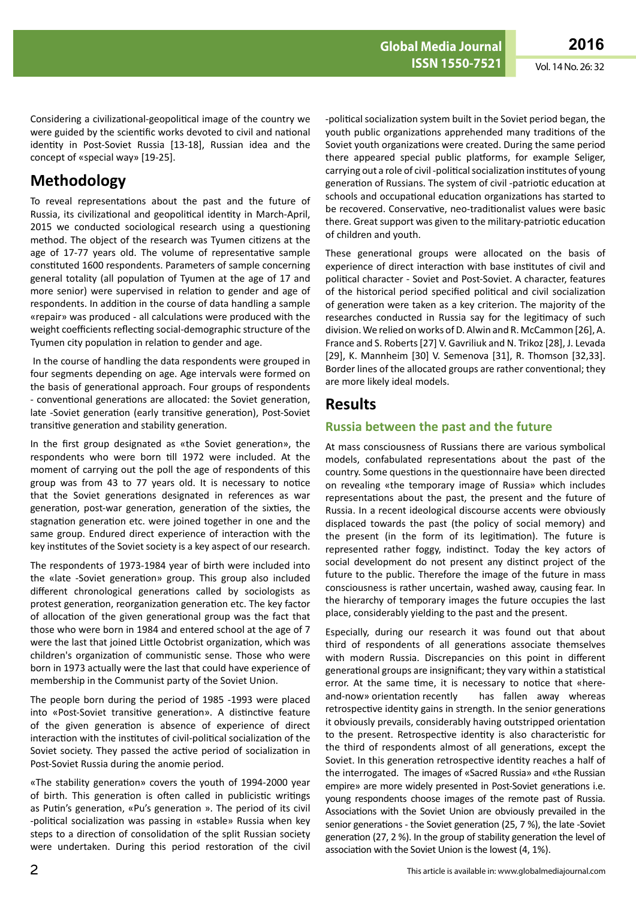Considering a civilizational-geopolitical image of the country we were guided by the scientific works devoted to civil and national identity in Post-Soviet Russia [13-18], Russian idea and the concept of «special way» [19-25].

## Methodology

To reveal representations about the past and the future of Russia, its civilizational and geopolitical identity in March-April, 2015 we conducted sociological research using a questioning method. The object of the research was Tyumen citizens at the age of 17-77 years old. The volume of representative sample constituted 1600 respondents. Parameters of sample concerning general totality (all population of Tyumen at the age of 17 and more senior) were supervised in relation to gender and age of respondents. In addition in the course of data handling a sample «repair» was produced - all calculations were produced with the weight coefficients reflecting social-demographic structure of the Tyumen city population in relation to gender and age.

In the course of handling the data respondents were grouped in four segments depending on age. Age intervals were formed on the basis of generational approach. Four groups of respondents - conventional generations are allocated: the Soviet generation, late -Soviet generation (early transitive generation), Post-Soviet transitive generation and stability generation.

In the first group designated as «the Soviet generation», the respondents who were born till 1972 were included. At the moment of carrying out the poll the age of respondents of this group was from 43 to 77 years old. It is necessary to notice that the Soviet generations designated in references as war generation, post-war generation, generation of the sixties, the stagnation generation etc. were joined together in one and the same group. Endured direct experience of interaction with the key institutes of the Soviet society is a key aspect of our research.

The respondents of 1973-1984 year of birth were included into the «late -Soviet generation» group. This group also included different chronological generations called by sociologists as protest generation, reorganization generation etc. The key factor of allocation of the given generational group was the fact that those who were born in 1984 and entered school at the age of 7 were the last that joined Little Octobrist organization, which was children's organization of communistic sense. Those who were born in 1973 actually were the last that could have experience of membership in the Communist party of the Soviet Union.

The people born during the period of 1985 -1993 were placed into «Post-Soviet transitive generation». A distinctive feature of the given generation is absence of experience of direct interaction with the institutes of civil-political socialization of the Soviet society. They passed the active period of socialization in Post-Soviet Russia during the anomie period.

«The stability generation» covers the youth of 1994-2000 year of birth. This generation is often called in publicistic writings as Putin's generation, «Pu's generation ». The period of its civil -political socialization was passing in «stable» Russia when key steps to a direction of consolidation of the split Russian society were undertaken. During this period restoration of the civil -political socialization system built in the Soviet period began, the youth public organizations apprehended many traditions of the Soviet youth organizations were created. During the same period there appeared special public platforms, for example Seliger, carrying out a role of civil -political socialization institutes of young generation of Russians. The system of civil -patriotic education at schools and occupational education organizations has started to be recovered. Conservative, neo-traditionalist values were basic there. Great support was given to the military-patriotic education of children and youth.

These generational groups were allocated on the basis of experience of direct interaction with base institutes of civil and political character - Soviet and Post-Soviet. A character, features of the historical period specified political and civil socialization of generation were taken as a key criterion. The majority of the researches conducted in Russia say for the legitimacy of such division. We relied on works of D. Alwin and R. McCammon [26], A. France and S. Roberts [27] V. Gavriliuk and N. Trikoz [28], J. Levada [29], K. Mannheim [30] V. Semenova [31], R. Thomson [32,33]. Border lines of the allocated groups are rather conventional; they are more likely ideal models.

## Results

### Russia between the past and the future

At mass consciousness of Russians there are various symbolical models, confabulated representations about the past of the country. Some questions in the questionnaire have been directed on revealing «the temporary image of Russia» which includes representations about the past, the present and the future of Russia. In a recent ideological discourse accents were obviously displaced towards the past (the policy of social memory) and the present (in the form of its legitimation). The future is represented rather foggy, indistinct. Today the key actors of social development do not present any distinct project of the future to the public. Therefore the image of the future in mass consciousness is rather uncertain, washed away, causing fear. In the hierarchy of temporary images the future occupies the last place, considerably yielding to the past and the present.

Especially, during our research it was found out that about third of respondents of all generations associate themselves with modern Russia. Discrepancies on this point in different generational groups are insignificant; they vary within a statistical error. At the same time, it is necessary to notice that «here-and-now» orientation recently has fallen away whereas retrospective identity gains in strength. In the senior generations it obviously prevails, considerably having outstripped orientation to the present. Retrospective identity is also characteristic for the third of respondents almost of all generations, except the Soviet. In this generation retrospective identity reaches a half of the interrogated. The images of «Sacred Russia» and «the Russian empire» are more widely presented in Post-Soviet generations i.e. young respondents choose images of the remote past of Russia. Associations with the Soviet Union are obviously prevailed in the senior generations - the Soviet generation (25, 7 %), the late -Soviet generation (27, 2 %). In the group of stability generation the level of association with the Soviet Union is the lowest (4, 1%).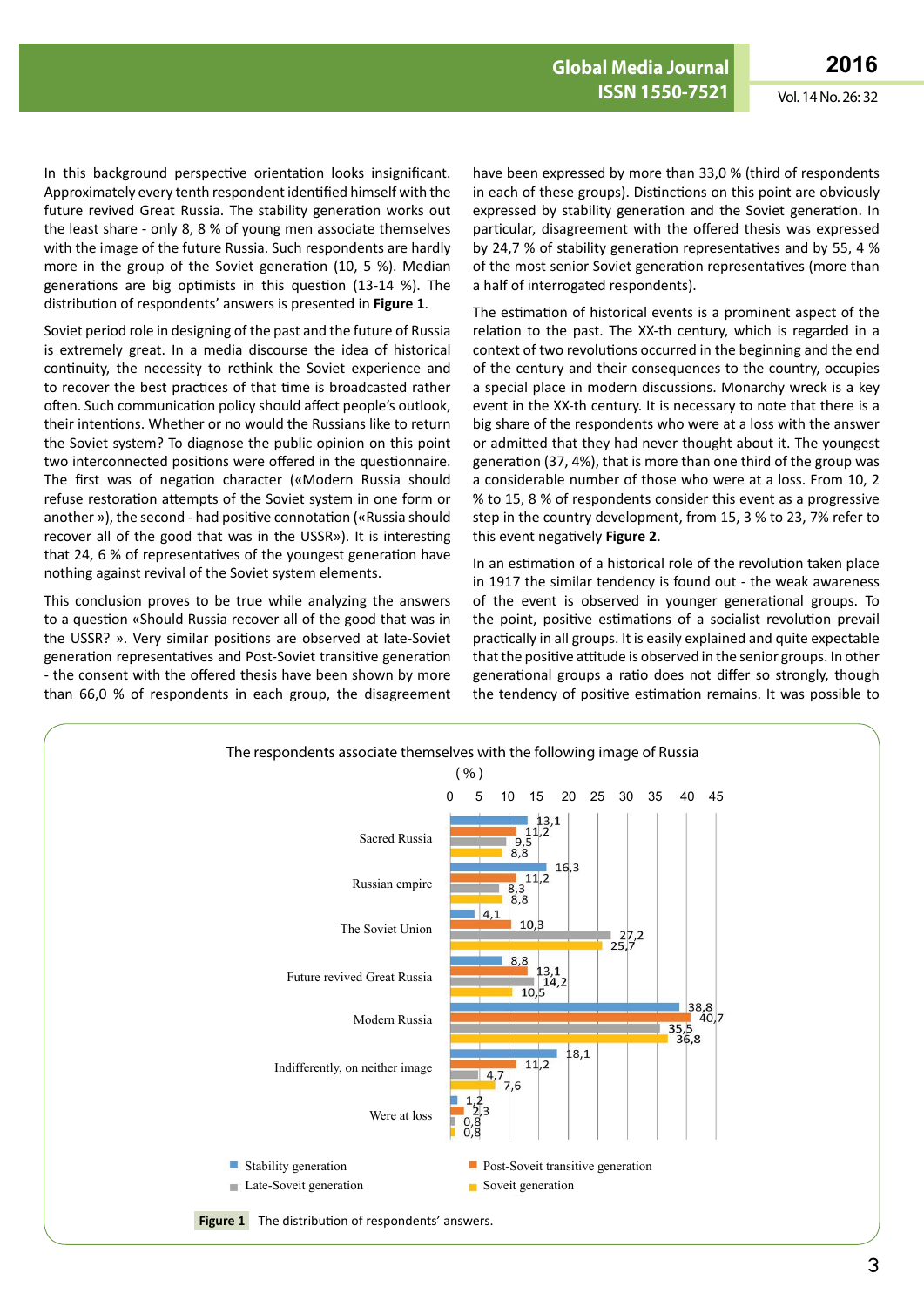In this background perspective orientation looks insignificant. Approximately every tenth respondent identified himself with the future revived Great Russia. The stability generation works out the least share - only 8, 8 % of young men associate themselves with the image of the future Russia. Such respondents are hardly more in the group of the Soviet generation (10, 5 %). Median generations are big optimists in this question (13-14 %). The distribution of respondents' answers is presented in **Figure 1**.

Soviet period role in designing of the past and the future of Russia is extremely great. In a media discourse the idea of historical continuity, the necessity to rethink the Soviet experience and to recover the best practices of that time is broadcasted rather often. Such communication policy should affect people's outlook, their intentions. Whether or no would the Russians like to return the Soviet system? To diagnose the public opinion on this point two interconnected positions were offered in the questionnaire. The first was of negation character («Modern Russia should refuse restoration attempts of the Soviet system in one form or another »), the second - had positive connotation («Russia should recover all of the good that was in the USSR»). It is interesting that 24, 6 % of representatives of the youngest generation have nothing against revival of the Soviet system elements.

This conclusion proves to be true while analyzing the answers to a question «Should Russia recover all of the good that was in the USSR? ». Very similar positions are observed at late-Soviet generation representatives and Post-Soviet transitive generation - the consent with the offered thesis have been shown by more than 66,0 % of respondents in each group, the disagreement have been expressed by more than 33,0 % (third of respondents in each of these groups). Distinctions on this point are obviously expressed by stability generation and the Soviet generation. In particular, disagreement with the offered thesis was expressed by 24,7 % of stability generation representatives and by 55, 4 % of the most senior Soviet generation representatives (more than a half of interrogated respondents).

The estimation of historical events is a prominent aspect of the relation to the past. The XX-th century, which is regarded in a context of two revolutions occurred in the beginning and the end of the century and their consequences to the country, occupies a special place in modern discussions. Monarchy wreck is a key event in the XX-th century. It is necessary to note that there is a big share of the respondents who were at a loss with the answer or admitted that they had never thought about it. The youngest generation (37, 4%), that is more than one third of the group was a considerable number of those who were at a loss. From 10, 2 % to 15, 8 % of respondents consider this event as a progressive step in the country development, from 15, 3 % to 23, 7% refer to this event negatively **Figure 2**.

In an estimation of a historical role of the revolution taken place in 1917 the similar tendency is found out - the weak awareness of the event is observed in younger generational groups. To the point, positive estimations of a socialist revolution prevail practically in all groups. It is easily explained and quite expectable that the positive attitude is observed in the senior groups. In other generational groups a ratio does not differ so strongly, though the tendency of positive estimation remains. It was possible to

The respondents associate themselves with the following image of Russia (%)

| | Stability generation | Post-Soveit transitive generation | Late-Soveit generation | Soveit generation |
|---|---|---|---|---|
| Sacred Russia | 13,1 | 11,2 | 9,5 | 8,8 |
| Russian empire | 16,3 | 11,2 | 8,3 | 8,8 |
| The Soviet Union | 4,1 | 10,3 | 27,2 | 25,7 |
| Future revived Great Russia | 8,8 | 13,1 | 14,2 | 10,5 |
| Modern Russia | 38,8 | 40,7 | 35,5 | 36,8 |
| Indifferently, on neither image | 18,1 | 11,2 | 4,7 | 7,6 |
| Were at loss | 1,2 | 2,3 | 0,8 | 0,8 |

**Figure 1** The distribution of respondents' answers.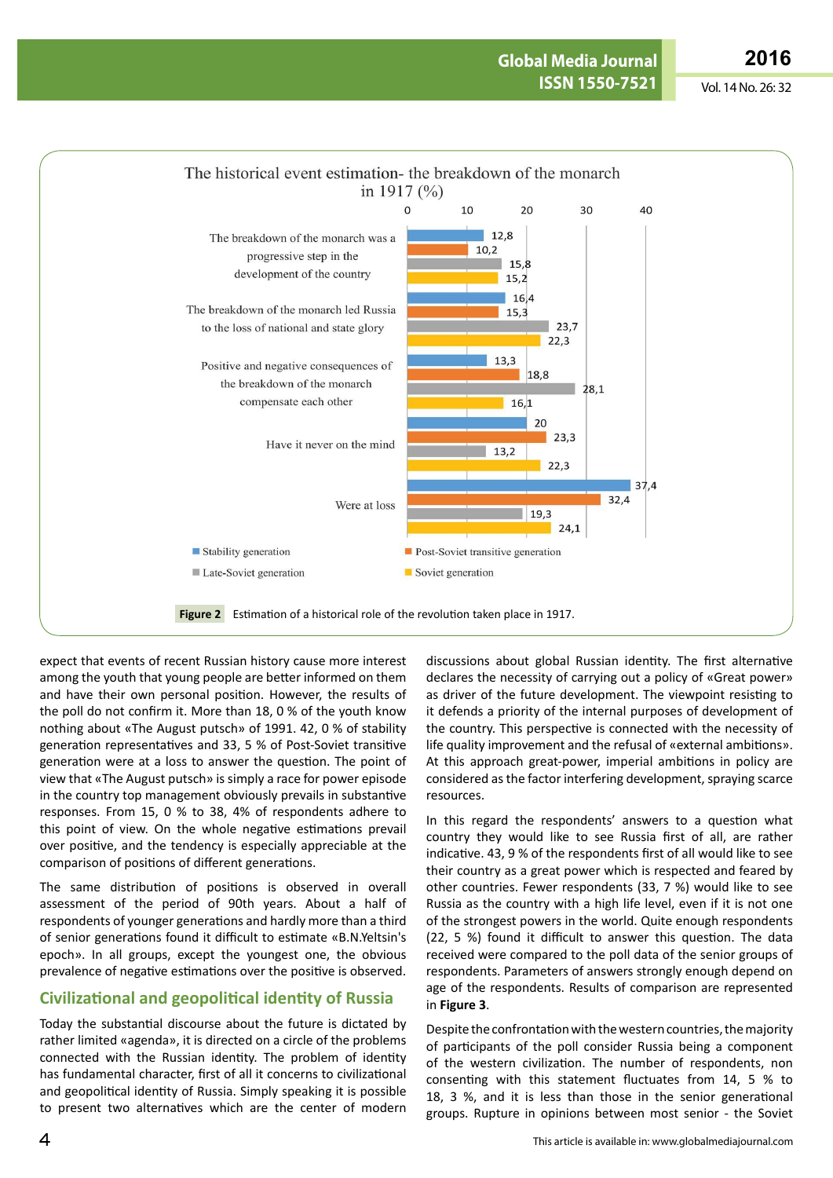The historical event estimation- the breakdown of the monarch in 1917 (%)

| | Stability generation | Post-Soviet transitive generation | Late-Soviet generation | Soviet generation |
|---|---|---|---|---|
| The breakdown of the monarch was a progressive step in the development of the country | 12,8 | 10,2 | 15,8 | 15,2 |
| The breakdown of the monarch led Russia to the loss of national and state glory | 16,4 | 15,3 | 23,7 | 22,3 |
| Positive and negative consequences of the breakdown of the monarch compensate each other | 13,3 | 18,8 | 28,1 | 16,1 |
| Have it never on the mind | 20 | 23,3 | 13,2 | 22,3 |
| Were at loss | 37,4 | 32,4 | 19,3 | 24,1 |

**Figure 2** Estimation of a historical role of the revolution taken place in 1917.

expect that events of recent Russian history cause more interest among the youth that young people are better informed on them and have their own personal position. However, the results of the poll do not confirm it. More than 18, 0 % of the youth know nothing about «The August putsch» of 1991. 42, 0 % of stability generation representatives and 33, 5 % of Post-Soviet transitive generation were at a loss to answer the question. The point of view that «The August putsch» is simply a race for power episode in the country top management obviously prevails in substantive responses. From 15, 0 % to 38, 4% of respondents adhere to this point of view. On the whole negative estimations prevail over positive, and the tendency is especially appreciable at the comparison of positions of different generations.

The same distribution of positions is observed in overall assessment of the period of 90th years. About a half of respondents of younger generations and hardly more than a third of senior generations found it difficult to estimate «B.N.Yeltsin's epoch». In all groups, except the youngest one, the obvious prevalence of negative estimations over the positive is observed.

## Civilizational and geopolitical identity of Russia

Today the substantial discourse about the future is dictated by rather limited «agenda», it is directed on a circle of the problems connected with the Russian identity. The problem of identity has fundamental character, first of all it concerns to civilizational and geopolitical identity of Russia. Simply speaking it is possible to present two alternatives which are the center of modern discussions about global Russian identity. The first alternative declares the necessity of carrying out a policy of «Great power» as driver of the future development. The viewpoint resisting to it defends a priority of the internal purposes of development of the country. This perspective is connected with the necessity of life quality improvement and the refusal of «external ambitions». At this approach great-power, imperial ambitions in policy are considered as the factor interfering development, spraying scarce resources.

In this regard the respondents' answers to a question what country they would like to see Russia first of all, are rather indicative. 43, 9 % of the respondents first of all would like to see their country as a great power which is respected and feared by other countries. Fewer respondents (33, 7 %) would like to see Russia as the country with a high life level, even if it is not one of the strongest powers in the world. Quite enough respondents (22, 5 %) found it difficult to answer this question. The data received were compared to the poll data of the senior groups of respondents. Parameters of answers strongly enough depend on age of the respondents. Results of comparison are represented in **Figure 3**.

Despite the confrontation with the western countries, the majority of participants of the poll consider Russia being a component of the western civilization. The number of respondents, non consenting with this statement fluctuates from 14, 5 % to 18, 3 %, and it is less than those in the senior generational groups. Rupture in opinions between most senior - the Soviet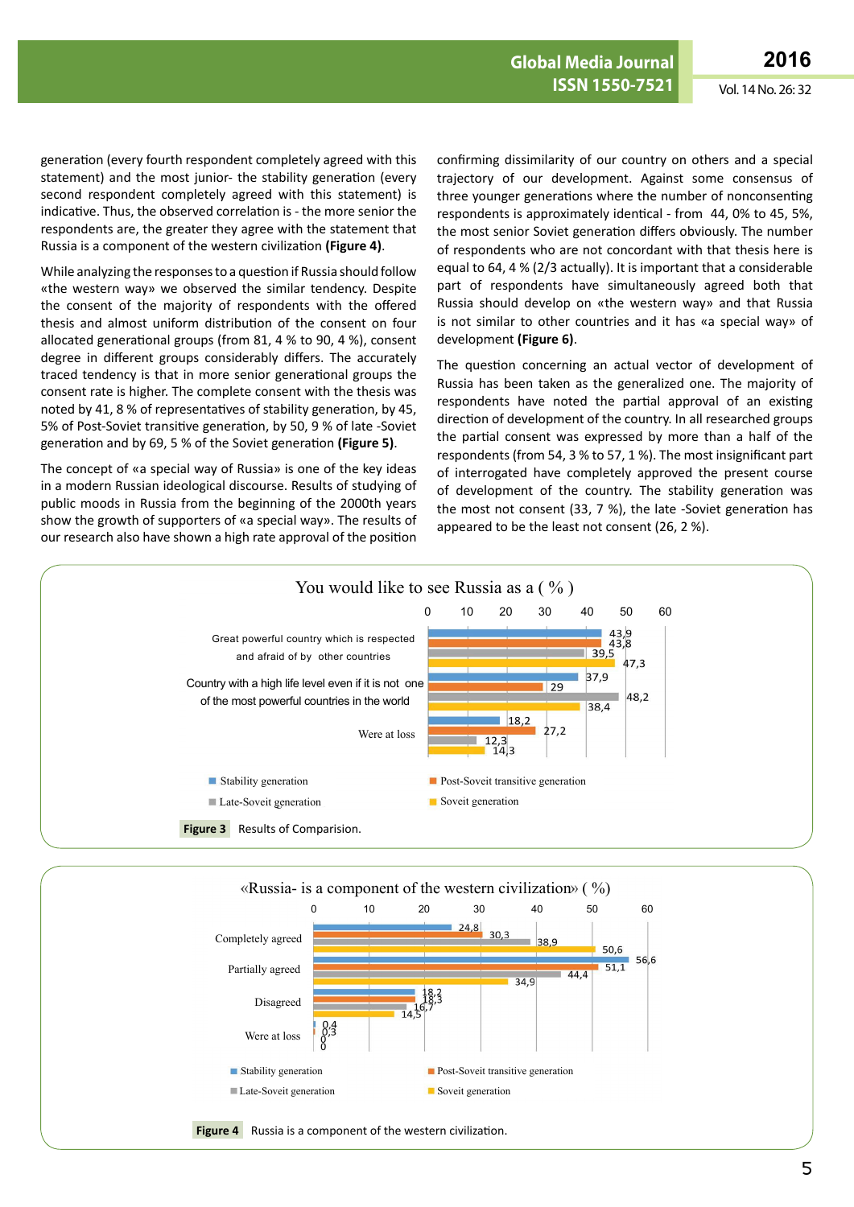generation (every fourth respondent completely agreed with this statement) and the most junior- the stability generation (every second respondent completely agreed with this statement) is indicative. Thus, the observed correlation is - the more senior the respondents are, the greater they agree with the statement that Russia is a component of the western civilization **(Figure 4)**.

While analyzing the responses to a question if Russia should follow «the western way» we observed the similar tendency. Despite the consent of the majority of respondents with the offered thesis and almost uniform distribution of the consent on four allocated generational groups (from 81, 4 % to 90, 4 %), consent degree in different groups considerably differs. The accurately traced tendency is that in more senior generational groups the consent rate is higher. The complete consent with the thesis was noted by 41, 8 % of representatives of stability generation, by 45, 5% of Post-Soviet transitive generation, by 50, 9 % of late -Soviet generation and by 69, 5 % of the Soviet generation **(Figure 5)**.

The concept of «a special way of Russia» is one of the key ideas in a modern Russian ideological discourse. Results of studying of public moods in Russia from the beginning of the 2000th years show the growth of supporters of «a special way». The results of our research also have shown a high rate approval of the position confirming dissimilarity of our country on others and a special trajectory of our development. Against some consensus of three younger generations where the number of nonconsenting respondents is approximately identical - from 44, 0% to 45, 5%, the most senior Soviet generation differs obviously. The number of respondents who are not concordant with that thesis here is equal to 64, 4 % (2/3 actually). It is important that a considerable part of respondents have simultaneously agreed both that Russia should develop on «the western way» and that Russia is not similar to other countries and it has «a special way» of development **(Figure 6)**.

The question concerning an actual vector of development of Russia has been taken as the generalized one. The majority of respondents have noted the partial approval of an existing direction of development of the country. In all researched groups the partial consent was expressed by more than a half of the respondents (from 54, 3 % to 57, 1 %). The most insignificant part of interrogated have completely approved the present course of development of the country. The stability generation was the most not consent (33, 7 %), the late -Soviet generation has appeared to be the least not consent (26, 2 %).

You would like to see Russia as a ( % )

| | Stability generation | Post-Soveit transitive generation | Late-Soveit generation | Soveit generation |
|---|---|---|---|---|
| Great powerful country which is respected and afraid of by other countries | 43,9 | 43,8 | 39,5 | 47,3 |
| Country with a high life level even if it is not one of the most powerful countries in the world | 37,9 | 29 | 48,2 | 38,4 |
| Were at loss | 18,2 | 27,2 | 12,3 | 14,3 |

**Figure 3** Results of Comparision.

«Russia- is a component of the western civilization» ( %)

| | Stability generation | Post-Soveit transitive generation | Late-Soveit generation | Soveit generation |
|---|---|---|---|---|
| Completely agreed | 24,8 | 30,3 | 38,9 | 50,6 |
| Partially agreed | 56,6 | 51,1 | 44,4 | 34,9 |
| Disagreed | 18,2 | 18,3 | 16,7 | 14,5 |
| Were at loss | 0,4 | 0,3 | 0 | 0 |

**Figure 4** Russia is a component of the western civilization.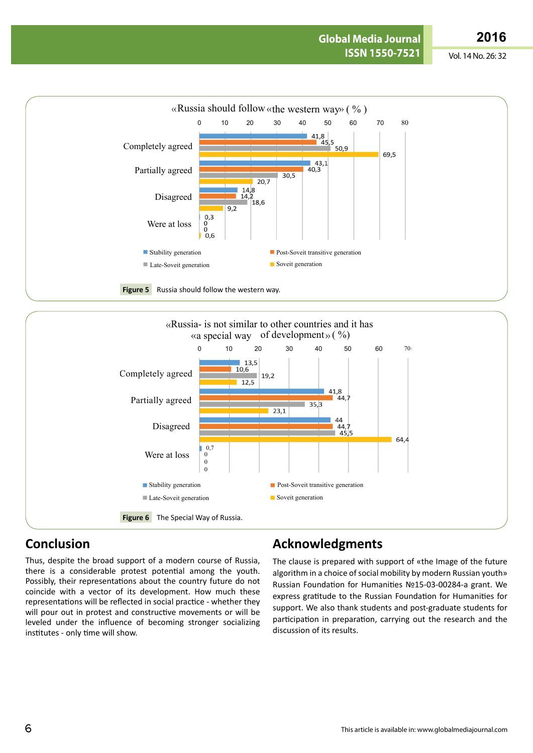«Russia should follow «the western way» ( % )

| | Stability generation | Post-Soviet transitive generation | Late-Soveit generation | Soveit generation |
|---|---|---|---|---|
| Completely agreed | 41,8 | 45,5 | 50,9 | 69,5 |
| Partially agreed | 43,1 | 40,3 | 30,5 | 20,7 |
| Disagreed | 14,8 | 14,2 | 18,6 | 9,2 |
| Were at loss | 0,3 | 0 | 0 | 0,6 |

**Figure 5** Russia should follow the western way.

«Russia- is not similar to other countries and it has «a special way of development» ( %)

| | Stability generation | Post-Soviet transitive generation | Late-Soveit generation | Soveit generation |
|---|---|---|---|---|
| Completely agreed | 13,5 | 10,6 | 19,2 | 12,5 |
| Partially agreed | 41,8 | 44,7 | 35,3 | 23,1 |
| Disagreed | 44 | 44,7 | 45,5 | 64,4 |
| Were at loss | 0,7 | 0 | 0 | 0 |

**Figure 6** The Special Way of Russia.

## Conclusion

Thus, despite the broad support of a modern course of Russia, there is a considerable protest potential among the youth. Possibly, their representations about the country future do not coincide with a vector of its development. How much these representations will be reflected in social practice - whether they will pour out in protest and constructive movements or will be leveled under the influence of becoming stronger socializing institutes - only time will show.

## Acknowledgments

The clause is prepared with support of «the Image of the future algorithm in a choice of social mobility by modern Russian youth» Russian Foundation for Humanities №15-03-00284-a grant. We express gratitude to the Russian Foundation for Humanities for support. We also thank students and post-graduate students for participation in preparation, carrying out the research and the discussion of its results.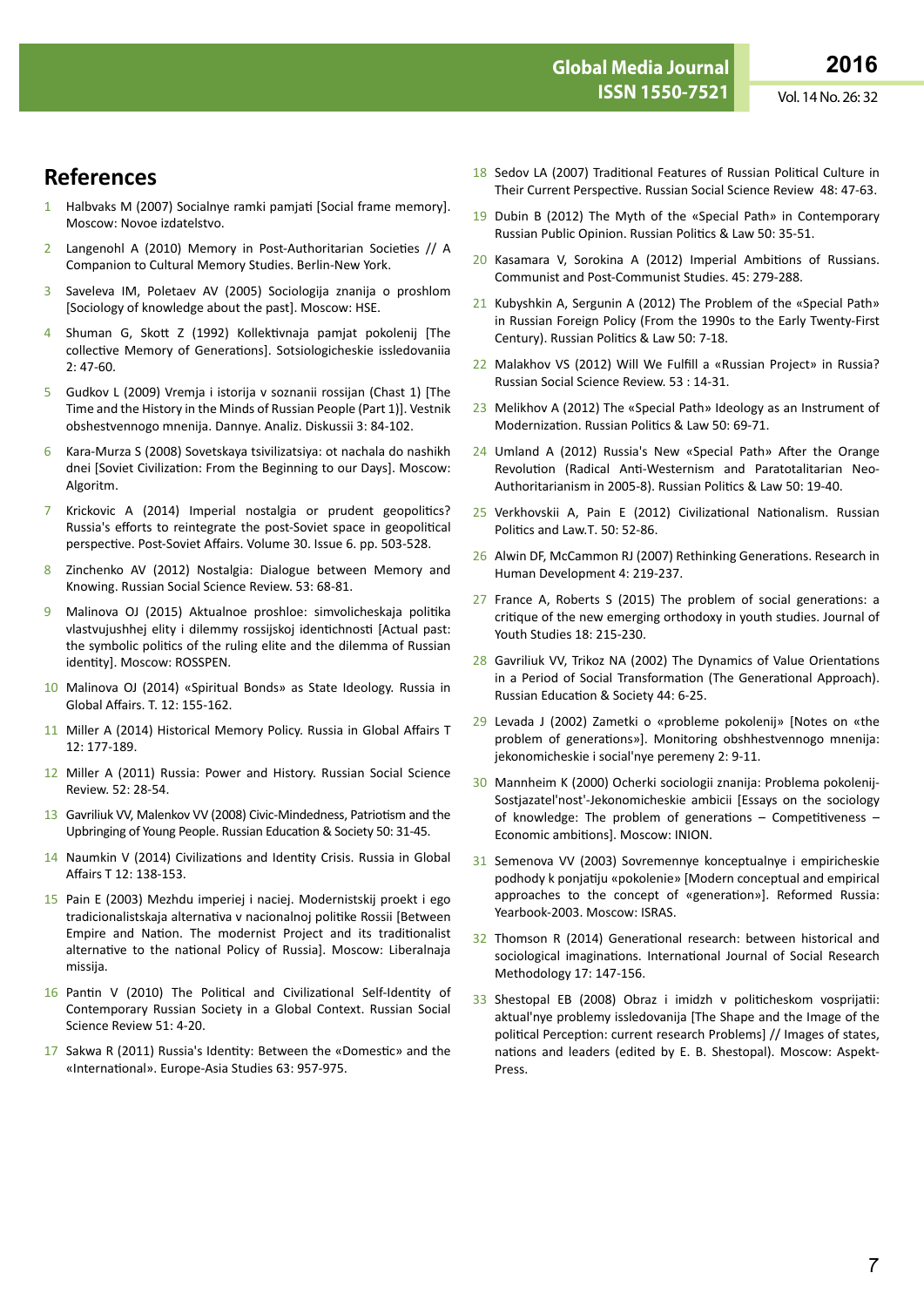## References

1. Halbvaks M (2007) Socialnye ramki pamjati [Social frame memory]. Moscow: Novoe izdatelstvo.
2. Langenohl A (2010) Memory in Post-Authoritarian Societies // A Companion to Cultural Memory Studies. Berlin-New York.
3. Saveleva IM, Poletaev AV (2005) Sociologija znanija o proshlom [Sociology of knowledge about the past]. Moscow: HSE.
4. Shuman G, Skott Z (1992) Kollektivnaja pamjat pokolenij [The collective Memory of Generations]. Sotsiologicheskie issledovaniia 2: 47-60.
5. Gudkov L (2009) Vremja i istorija v soznanii rossijan (Chast 1) [The Time and the History in the Minds of Russian People (Part 1)]. Vestnik obshestvennogo mnenija. Dannye. Analiz. Diskussii 3: 84-102.
6. Kara-Murza S (2008) Sovetskaya tsivilizatsiya: ot nachala do nashikh dnei [Soviet Civilization: From the Beginning to our Days]. Moscow: Algoritm.
7. Krickovic A (2014) Imperial nostalgia or prudent geopolitics? Russia's efforts to reintegrate the post-Soviet space in geopolitical perspective. Post-Soviet Affairs. Volume 30. Issue 6. pp. 503-528.
8. Zinchenko AV (2012) Nostalgia: Dialogue between Memory and Knowing. Russian Social Science Review. 53: 68-81.
9. Malinova OJ (2015) Aktualnoe proshloe: simvolicheskaja politika vlastvujushhej elity i dilemmy rossijskoj identichnosti [Actual past: the symbolic politics of the ruling elite and the dilemma of Russian identity]. Moscow: ROSSPEN.
10. Malinova OJ (2014) «Spiritual Bonds» as State Ideology. Russia in Global Affairs. T. 12: 155-162.
11. Miller A (2014) Historical Memory Policy. Russia in Global Affairs T 12: 177-189.
12. Miller A (2011) Russia: Power and History. Russian Social Science Review. 52: 28-54.
13. Gavriliuk VV, Malenkov VV (2008) Civic-Mindedness, Patriotism and the Upbringing of Young People. Russian Education & Society 50: 31-45.
14. Naumkin V (2014) Civilizations and Identity Crisis. Russia in Global Affairs T 12: 138-153.
15. Pain E (2003) Mezhdu imperiej i naciej. Modernistskij proekt i ego tradicionalistskaja alternativa v nacionalnoj politike Rossii [Between Empire and Nation. The modernist Project and its traditionalist alternative to the national Policy of Russia]. Moscow: Liberalnaja missija.
16. Pantin V (2010) The Political and Civilizational Self-Identity of Contemporary Russian Society in a Global Context. Russian Social Science Review 51: 4-20.
17. Sakwa R (2011) Russia's Identity: Between the «Domestic» and the «International». Europe-Asia Studies 63: 957-975.
18. Sedov LA (2007) Traditional Features of Russian Political Culture in Their Current Perspective. Russian Social Science Review 48: 47-63.
19. Dubin B (2012) The Myth of the «Special Path» in Contemporary Russian Public Opinion. Russian Politics & Law 50: 35-51.
20. Kasamara V, Sorokina A (2012) Imperial Ambitions of Russians. Communist and Post-Communist Studies. 45: 279-288.
21. Kubyshkin A, Sergunin A (2012) The Problem of the «Special Path» in Russian Foreign Policy (From the 1990s to the Early Twenty-First Century). Russian Politics & Law 50: 7-18.
22. Malakhov VS (2012) Will We Fulfill a «Russian Project» in Russia? Russian Social Science Review. 53 : 14-31.
23. Melikhov A (2012) The «Special Path» Ideology as an Instrument of Modernization. Russian Politics & Law 50: 69-71.
24. Umland A (2012) Russia's New «Special Path» After the Orange Revolution (Radical Anti-Westernism and Paratotalitarian Neo-Authoritarianism in 2005-8). Russian Politics & Law 50: 19-40.
25. Verkhovskii A, Pain E (2012) Civilizational Nationalism. Russian Politics and Law.T. 50: 52-86.
26. Alwin DF, McCammon RJ (2007) Rethinking Generations. Research in Human Development 4: 219-237.
27. France A, Roberts S (2015) The problem of social generations: a critique of the new emerging orthodoxy in youth studies. Journal of Youth Studies 18: 215-230.
28. Gavriliuk VV, Trikoz NA (2002) The Dynamics of Value Orientations in a Period of Social Transformation (The Generational Approach). Russian Education & Society 44: 6-25.
29. Levada J (2002) Zametki o «probleme pokolenij» [Notes on «the problem of generations»]. Monitoring obshhestvennogo mnenija: jekonomicheskie i social'nye peremeny 2: 9-11.
30. Mannheim K (2000) Ocherki sociologii znanija: Problema pokolenij-Sostjazatel'nost'-Jekonomicheskie ambicii [Essays on the sociology of knowledge: The problem of generations – Competitiveness – Economic ambitions]. Moscow: INION.
31. Semenova VV (2003) Sovremennye konceptualnye i empiricheskie podhody k ponjatiju «pokolenie» [Modern conceptual and empirical approaches to the concept of «generation»]. Reformed Russia: Yearbook-2003. Moscow: ISRAS.
32. Thomson R (2014) Generational research: between historical and sociological imaginations. International Journal of Social Research Methodology 17: 147-156.
33. Shestopal EB (2008) Obraz i imidzh v politicheskom vosprijatii: aktual'nye problemy issledovanija [The Shape and the Image of the political Perception: current research Problems] // Images of states, nations and leaders (edited by E. B. Shestopal). Moscow: Aspekt-Press.